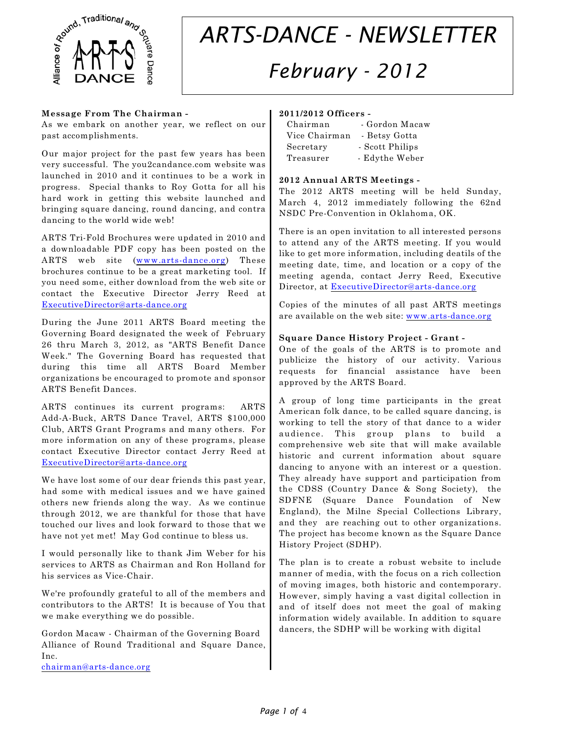# ARTS-DANCE - NEWSLETTER

## February - 2012

**Message From The Chairman -**

As we embark on another year, we reflect on our past accomplishments.

Our major project for the past few years has been very successful. The you2candance.com website was launched in 2010 and it continues to be a work in progress. Special thanks to Roy Gotta for all his hard work in getting this website launched and bringing square dancing, round dancing, and contra dancing to the world wide web!

ARTS Tri-Fold Brochures were updated in 2010 and a downloadable PDF copy has been posted on the ARTS web site (www.arts-dance.org) These brochures continue to be a great marketing tool. If you need some, either download from the web site or contact the Executive Director Jerry Reed at ExecutiveDirector@arts-dance.org

During the June 2011 ARTS Board meeting the Governing Board designated the week of February 26 thru March 3, 2012, as "ARTS Benefit Dance Week." The Governing Board has requested that during this time all ARTS Board Member organizations be encouraged to promote and sponsor ARTS Benefit Dances.

ARTS continues its current programs: ARTS Add-A-Buck, ARTS Dance Travel, ARTS $100,000 Club, ARTS Grant Programs and many others. For more information on any of these programs, please contact Executive Director contact Jerry Reed at ExecutiveDirector@arts-dance.org

We have lost some of our dear friends this past year, had some with medical issues and we have gained others new friends along the way. As we continue through 2012, we are thankful for those that have touched our lives and look forward to those that we have not yet met! May God continue to bless us.

I would personally like to thank Jim Weber for his services to ARTS as Chairman and Ron Holland for his services as Vice-Chair.

We're profoundly grateful to all of the members and contributors to the ARTS! It is because of You that we make everything we do possible.

Gordon Macaw - Chairman of the Governing Board
Alliance of Round Traditional and Square Dance, Inc.
chairman@arts-dance.org

**2011/2012 Officers -**

Chairman - Gordon Macaw
Vice Chairman - Betsy Gotta
Secretary - Scott Philips
Treasurer - Edythe Weber

**2012 Annual ARTS Meetings -**

The 2012 ARTS meeting will be held Sunday, March 4, 2012 immediately following the 62nd NSDC Pre-Convention in Oklahoma, OK.

There is an open invitation to all interested persons to attend any of the ARTS meeting. If you would like to get more information, including deatils of the meeting date, time, and location or a copy of the meeting agenda, contact Jerry Reed, Executive Director, at ExecutiveDirector@arts-dance.org

Copies of the minutes of all past ARTS meetings are available on the web site: www.arts-dance.org

**Square Dance History Project - Grant -**

One of the goals of the ARTS is to promote and publicize the history of our activity. Various requests for financial assistance have been approved by the ARTS Board.

A group of long time participants in the great American folk dance, to be called square dancing, is working to tell the story of that dance to a wider audience. This group plans to build a comprehensive web site that will make available historic and current information about square dancing to anyone with an interest or a question. They already have support and participation from the CDSS (Country Dance & Song Society), the SDFNE (Square Dance Foundation of New England), the Milne Special Collections Library, and they are reaching out to other organizations. The project has become known as the Square Dance History Project (SDHP).

The plan is to create a robust website to include manner of media, with the focus on a rich collection of moving images, both historic and contemporary. However, simply having a vast digital collection in and of itself does not meet the goal of making information widely available. In addition to square dancers, the SDHP will be working with digital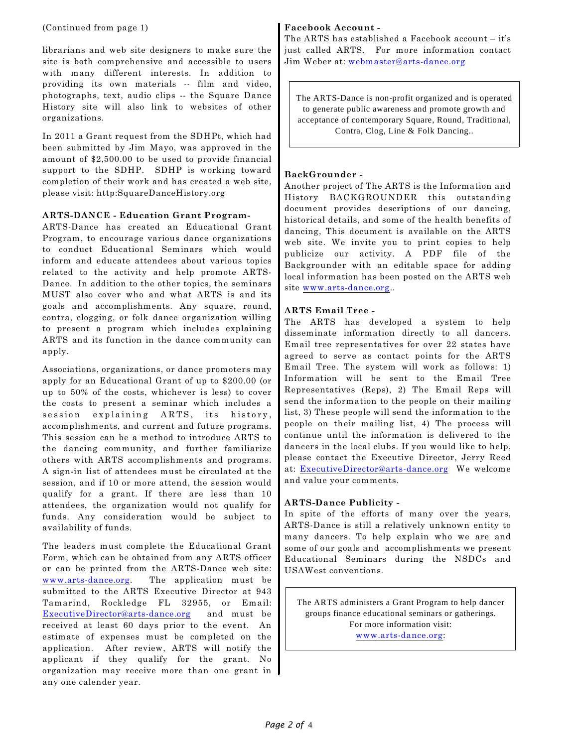(Continued from page 1)

librarians and web site designers to make sure the site is both comprehensive and accessible to users with many different interests. In addition to providing its own materials -- film and video, photographs, text, audio clips -- the Square Dance History site will also link to websites of other organizations.

In 2011 a Grant request from the SDHPt, which had been submitted by Jim Mayo, was approved in the amount of $2,500.00 to be used to provide financial support to the SDHP. SDHP is working toward completion of their work and has created a web site, please visit: http:SquareDanceHistory.org

**ARTS-DANCE - Education Grant Program-**

ARTS-Dance has created an Educational Grant Program, to encourage various dance organizations to conduct Educational Seminars which would inform and educate attendees about various topics related to the activity and help promote ARTS-Dance. In addition to the other topics, the seminars MUST also cover who and what ARTS is and its goals and accomplishments. Any square, round, contra, clogging, or folk dance organization willing to present a program which includes explaining ARTS and its function in the dance community can apply.

Associations, organizations, or dance promoters may apply for an Educational Grant of up to $200.00 (or up to 50% of the costs, whichever is less) to cover the costs to present a seminar which includes a session explaining ARTS, its history, accomplishments, and current and future programs. This session can be a method to introduce ARTS to the dancing community, and further familiarize others with ARTS accomplishments and programs. A sign-in list of attendees must be circulated at the session, and if 10 or more attend, the session would qualify for a grant. If there are less than 10 attendees, the organization would not qualify for funds. Any consideration would be subject to availability of funds.

The leaders must complete the Educational Grant Form, which can be obtained from any ARTS officer or can be printed from the ARTS-Dance web site: www.arts-dance.org. The application must be submitted to the ARTS Executive Director at 943 Tamarind, Rockledge FL 32955, or Email: ExecutiveDirector@arts-dance.org and must be received at least 60 days prior to the event. An estimate of expenses must be completed on the application. After review, ARTS will notify the applicant if they qualify for the grant. No organization may receive more than one grant in any one calender year.

**Facebook Account -**

The ARTS has established a Facebook account – it's just called ARTS. For more information contact Jim Weber at: webmaster@arts-dance.org

> The ARTS-Dance is non-profit organized and is operated to generate public awareness and promote growth and acceptance of contemporary Square, Round, Traditional, Contra, Clog, Line & Folk Dancing..

**BackGrounder -**

Another project of The ARTS is the Information and History BACKGROUNDER this outstanding document provides descriptions of our dancing, historical details, and some of the health benefits of dancing, This document is available on the ARTS web site. We invite you to print copies to help publicize our activity. A PDF file of the Backgrounder with an editable space for adding local information has been posted on the ARTS web site www.arts-dance.org..

**ARTS Email Tree -**

The ARTS has developed a system to help disseminate information directly to all dancers. Email tree representatives for over 22 states have agreed to serve as contact points for the ARTS Email Tree. The system will work as follows: 1) Information will be sent to the Email Tree Representatives (Reps), 2) The Email Reps will send the information to the people on their mailing list, 3) These people will send the information to the people on their mailing list, 4) The process will continue until the information is delivered to the dancers in the local clubs. If you would like to help, please contact the Executive Director, Jerry Reed at: ExecutiveDirector@arts-dance.org We welcome and value your comments.

**ARTS-Dance Publicity -**

In spite of the efforts of many over the years, ARTS-Dance is still a relatively unknown entity to many dancers. To help explain who we are and some of our goals and accomplishments we present Educational Seminars during the NSDCs and USAWest conventions.

> The ARTS administers a Grant Program to help dancer groups finance educational seminars or gatherings.
> For more information visit:
> www.arts-dance.org: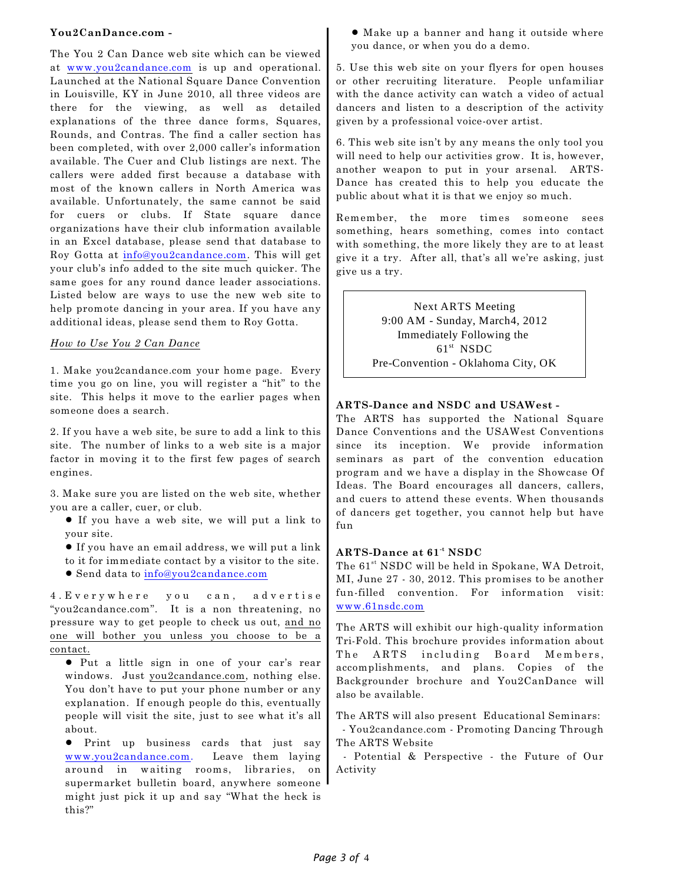**You2CanDance.com -**

The You 2 Can Dance web site which can be viewed at www.you2candance.com is up and operational. Launched at the National Square Dance Convention in Louisville, KY in June 2010, all three videos are there for the viewing, as well as detailed explanations of the three dance forms, Squares, Rounds, and Contras. The find a caller section has been completed, with over 2,000 caller's information available. The Cuer and Club listings are next. The callers were added first because a database with most of the known callers in North America was available. Unfortunately, the same cannot be said for cuers or clubs. If State square dance organizations have their club information available in an Excel database, please send that database to Roy Gotta at info@you2candance.com. This will get your club's info added to the site much quicker. The same goes for any round dance leader associations. Listed below are ways to use the new web site to help promote dancing in your area. If you have any additional ideas, please send them to Roy Gotta.

*How to Use You 2 Can Dance*

1. Make you2candance.com your home page. Every time you go on line, you will register a "hit" to the site. This helps it move to the earlier pages when someone does a search.

2. If you have a web site, be sure to add a link to this site. The number of links to a web site is a major factor in moving it to the first few pages of search engines.

3. Make sure you are listed on the web site, whether you are a caller, cuer, or club.

- If you have a web site, we will put a link to your site.
- If you have an email address, we will put a link to it for immediate contact by a visitor to the site.
- Send data to info@you2candance.com

4. Everywhere you can, advertise "you2candance.com". It is a non threatening, no pressure way to get people to check us out, and no one will bother you unless you choose to be a contact.

- Put a little sign in one of your car's rear windows. Just you2candance.com, nothing else. You don't have to put your phone number or any explanation. If enough people do this, eventually people will visit the site, just to see what it's all about.
- Print up business cards that just say www.you2candance.com. Leave them laying around in waiting rooms, libraries, on supermarket bulletin board, anywhere someone might just pick it up and say "What the heck is this?"
- Make up a banner and hang it outside where you dance, or when you do a demo.

5. Use this web site on your flyers for open houses or other recruiting literature. People unfamiliar with the dance activity can watch a video of actual dancers and listen to a description of the activity given by a professional voice-over artist.

6. This web site isn't by any means the only tool you will need to help our activities grow. It is, however, another weapon to put in your arsenal. ARTS-Dance has created this to help you educate the public about what it is that we enjoy so much.

Remember, the more times someone sees something, hears something, comes into contact with something, the more likely they are to at least give it a try. After all, that's all we're asking, just give us a try.

> Next ARTS Meeting
> 9:00 AM - Sunday, March4, 2012
> Immediately Following the
> 61st NSDC
> Pre-Convention - Oklahoma City, OK

**ARTS-Dance and NSDC and USAWest -**

The ARTS has supported the National Square Dance Conventions and the USAWest Conventions since its inception. We provide information seminars as part of the convention education program and we have a display in the Showcase Of Ideas. The Board encourages all dancers, callers, and cuers to attend these events. When thousands of dancers get together, you cannot help but have fun

**ARTS-Dance at 61st NSDC**

The 61st NSDC will be held in Spokane, WA Detroit, MI, June 27 - 30, 2012. This promises to be another fun-filled convention. For information visit: www.61nsdc.com

The ARTS will exhibit our high-quality information Tri-Fold. This brochure provides information about The ARTS including Board Members, accomplishments, and plans. Copies of the Backgrounder brochure and You2CanDance will also be available.

The ARTS will also present Educational Seminars:

- You2candance.com - Promoting Dancing Through The ARTS Website
- Potential & Perspective - the Future of Our Activity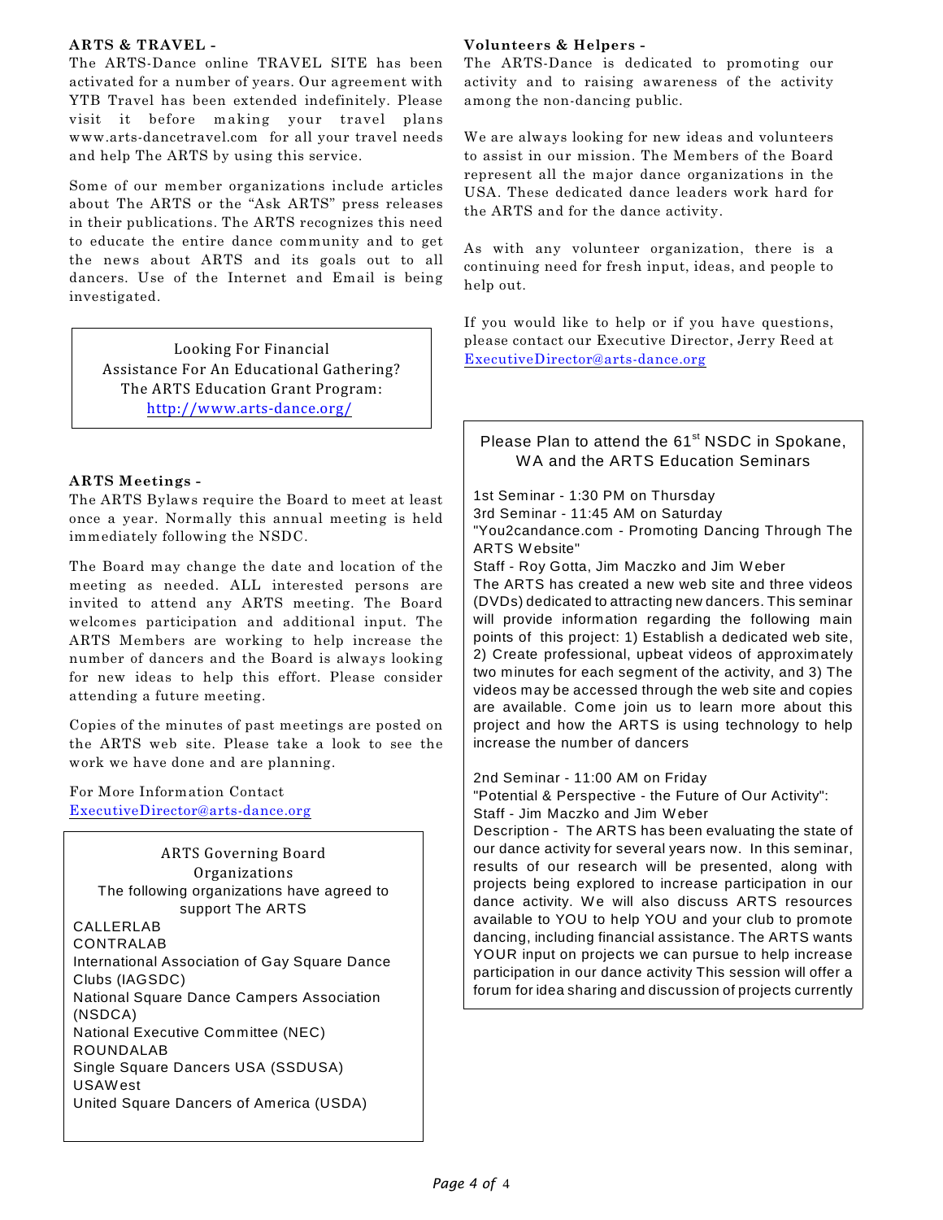**ARTS & TRAVEL -**

The ARTS-Dance online TRAVEL SITE has been activated for a number of years. Our agreement with YTB Travel has been extended indefinitely. Please visit it before making your travel plans www.arts-dancetravel.com for all your travel needs and help The ARTS by using this service.

Some of our member organizations include articles about The ARTS or the "Ask ARTS" press releases in their publications. The ARTS recognizes this need to educate the entire dance community and to get the news about ARTS and its goals out to all dancers. Use of the Internet and Email is being investigated.

Looking For Financial Assistance For An Educational Gathering?
The ARTS Education Grant Program:
http://www.arts-dance.org/

**ARTS Meetings -**

The ARTS Bylaws require the Board to meet at least once a year. Normally this annual meeting is held immediately following the NSDC.

The Board may change the date and location of the meeting as needed. ALL interested persons are invited to attend any ARTS meeting. The Board welcomes participation and additional input. The ARTS Members are working to help increase the number of dancers and the Board is always looking for new ideas to help this effort. Please consider attending a future meeting.

Copies of the minutes of past meetings are posted on the ARTS web site. Please take a look to see the work we have done and are planning.

For More Information Contact
ExecutiveDirector@arts-dance.org

ARTS Governing Board Organizations
The following organizations have agreed to support The ARTS

CALLERLAB
CONTRALAB
International Association of Gay Square Dance Clubs (IAGSDC)
National Square Dance Campers Association (NSDCA)
National Executive Committee (NEC)
ROUNDALAB
Single Square Dancers USA (SSDUSA)
USAWest
United Square Dancers of America (USDA)

**Volunteers & Helpers -**

The ARTS-Dance is dedicated to promoting our activity and to raising awareness of the activity among the non-dancing public.

We are always looking for new ideas and volunteers to assist in our mission. The Members of the Board represent all the major dance organizations in the USA. These dedicated dance leaders work hard for the ARTS and for the dance activity.

As with any volunteer organization, there is a continuing need for fresh input, ideas, and people to help out.

If you would like to help or if you have questions, please contact our Executive Director, Jerry Reed at ExecutiveDirector@arts-dance.org

Please Plan to attend the 61st NSDC in Spokane, WA and the ARTS Education Seminars

1st Seminar - 1:30 PM on Thursday
3rd Seminar - 11:45 AM on Saturday
"You2candance.com - Promoting Dancing Through The ARTS Website"
Staff - Roy Gotta, Jim Maczko and Jim Weber
The ARTS has created a new web site and three videos (DVDs) dedicated to attracting new dancers. This seminar will provide information regarding the following main points of this project: 1) Establish a dedicated web site, 2) Create professional, upbeat videos of approximately two minutes for each segment of the activity, and 3) The videos may be accessed through the web site and copies are available. Come join us to learn more about this project and how the ARTS is using technology to help increase the number of dancers

2nd Seminar - 11:00 AM on Friday
"Potential & Perspective - the Future of Our Activity":
Staff - Jim Maczko and Jim Weber
Description - The ARTS has been evaluating the state of our dance activity for several years now. In this seminar, results of our research will be presented, along with projects being explored to increase participation in our dance activity. We will also discuss ARTS resources available to YOU to help YOU and your club to promote dancing, including financial assistance. The ARTS wants YOUR input on projects we can pursue to help increase participation in our dance activity This session will offer a forum for idea sharing and discussion of projects currently